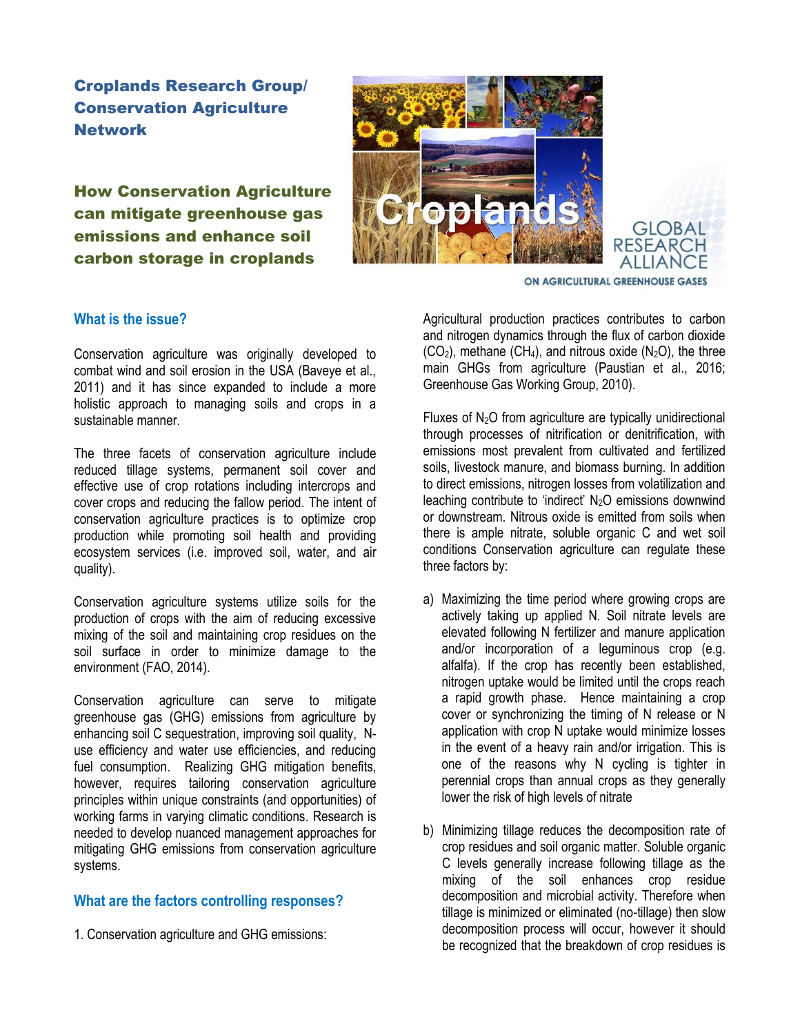**Croplands Research Group/ Conservation Agriculture Network**

# How Conservation Agriculture can mitigate greenhouse gas emissions and enhance soil carbon storage in croplands

## What is the issue?

Conservation agriculture was originally developed to combat wind and soil erosion in the USA (Baveye et al., 2011) and it has since expanded to include a more holistic approach to managing soils and crops in a sustainable manner.

The three facets of conservation agriculture include reduced tillage systems, permanent soil cover and effective use of crop rotations including intercrops and cover crops and reducing the fallow period. The intent of conservation agriculture practices is to optimize crop production while promoting soil health and providing ecosystem services (i.e. improved soil, water, and air quality).

Conservation agriculture systems utilize soils for the production of crops with the aim of reducing excessive mixing of the soil and maintaining crop residues on the soil surface in order to minimize damage to the environment (FAO, 2014).

Conservation agriculture can serve to mitigate greenhouse gas (GHG) emissions from agriculture by enhancing soil C sequestration, improving soil quality, N-use efficiency and water use efficiencies, and reducing fuel consumption. Realizing GHG mitigation benefits, however, requires tailoring conservation agriculture principles within unique constraints (and opportunities) of working farms in varying climatic conditions. Research is needed to develop nuanced management approaches for mitigating GHG emissions from conservation agriculture systems.

## What are the factors controlling responses?

1. Conservation agriculture and GHG emissions:

Agricultural production practices contributes to carbon and nitrogen dynamics through the flux of carbon dioxide ($CO_2$), methane ($CH_4$), and nitrous oxide ($N_2O$), the three main GHGs from agriculture (Paustian et al., 2016; Greenhouse Gas Working Group, 2010).

Fluxes of $N_2O$ from agriculture are typically unidirectional through processes of nitrification or denitrification, with emissions most prevalent from cultivated and fertilized soils, livestock manure, and biomass burning. In addition to direct emissions, nitrogen losses from volatilization and leaching contribute to 'indirect' $N_2O$ emissions downwind or downstream. Nitrous oxide is emitted from soils when there is ample nitrate, soluble organic C and wet soil conditions Conservation agriculture can regulate these three factors by:

a) Maximizing the time period where growing crops are actively taking up applied N. Soil nitrate levels are elevated following N fertilizer and manure application and/or incorporation of a leguminous crop (e.g. alfalfa). If the crop has recently been established, nitrogen uptake would be limited until the crops reach a rapid growth phase. Hence maintaining a crop cover or synchronizing the timing of N release or N application with crop N uptake would minimize losses in the event of a heavy rain and/or irrigation. This is one of the reasons why N cycling is tighter in perennial crops than annual crops as they generally lower the risk of high levels of nitrate

b) Minimizing tillage reduces the decomposition rate of crop residues and soil organic matter. Soluble organic C levels generally increase following tillage as the mixing of the soil enhances crop residue decomposition and microbial activity. Therefore when tillage is minimized or eliminated (no-tillage) then slow decomposition process will occur, however it should be recognized that the breakdown of crop residues is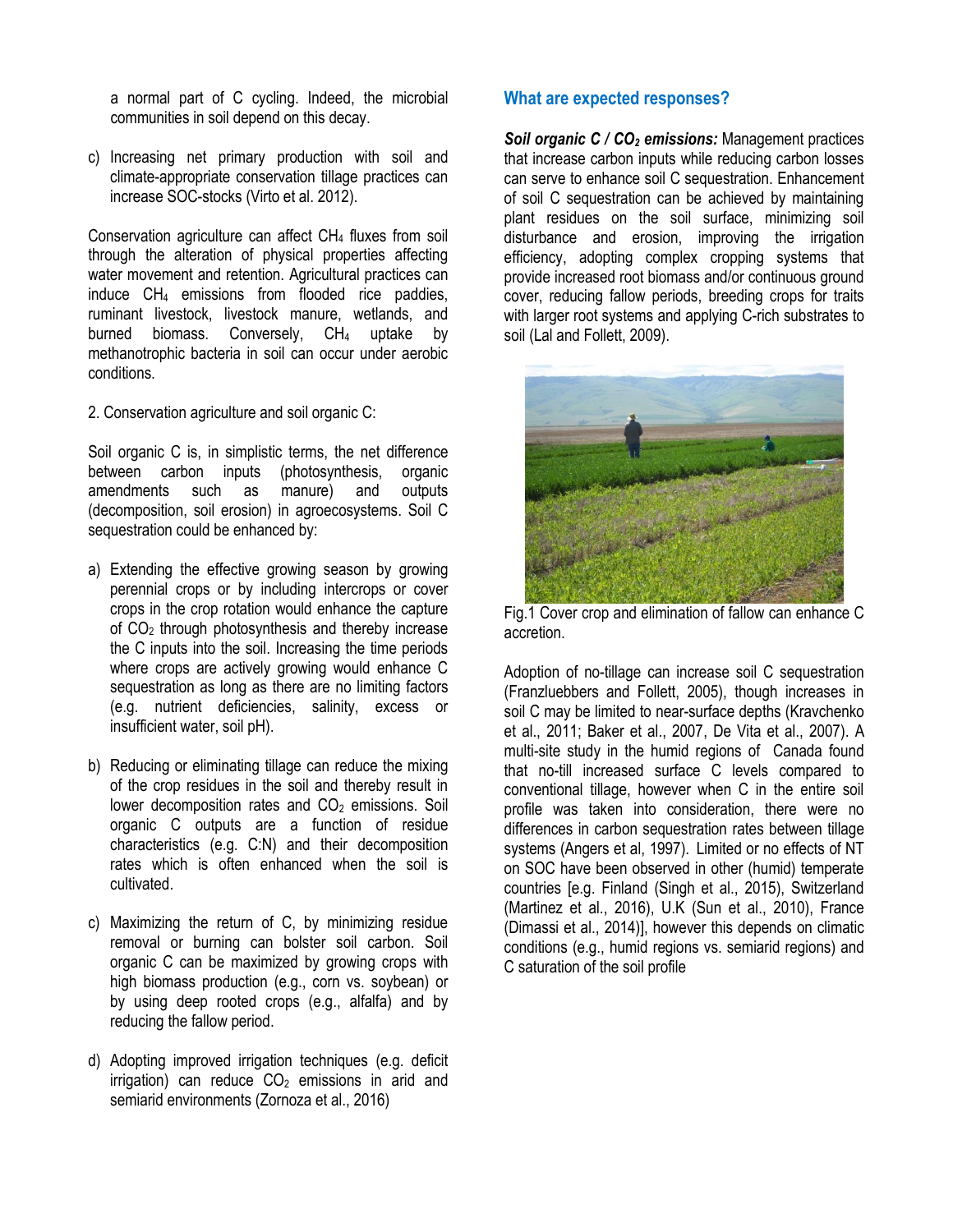a normal part of C cycling. Indeed, the microbial communities in soil depend on this decay.

c) Increasing net primary production with soil and climate-appropriate conservation tillage practices can increase SOC-stocks (Virto et al. 2012).

Conservation agriculture can affect $CH_4$ fluxes from soil through the alteration of physical properties affecting water movement and retention. Agricultural practices can induce $CH_4$ emissions from flooded rice paddies, ruminant livestock, livestock manure, wetlands, and burned biomass. Conversely, $CH_4$ uptake by methanotrophic bacteria in soil can occur under aerobic conditions.

2. Conservation agriculture and soil organic C:

Soil organic C is, in simplistic terms, the net difference between carbon inputs (photosynthesis, organic amendments such as manure) and outputs (decomposition, soil erosion) in agroecosystems. Soil C sequestration could be enhanced by:

a) Extending the effective growing season by growing perennial crops or by including intercrops or cover crops in the crop rotation would enhance the capture of $CO_2$ through photosynthesis and thereby increase the C inputs into the soil. Increasing the time periods where crops are actively growing would enhance C sequestration as long as there are no limiting factors (e.g. nutrient deficiencies, salinity, excess or insufficient water, soil pH).

b) Reducing or eliminating tillage can reduce the mixing of the crop residues in the soil and thereby result in lower decomposition rates and $CO_2$ emissions. Soil organic C outputs are a function of residue characteristics (e.g. C:N) and their decomposition rates which is often enhanced when the soil is cultivated.

c) Maximizing the return of C, by minimizing residue removal or burning can bolster soil carbon. Soil organic C can be maximized by growing crops with high biomass production (e.g., corn vs. soybean) or by using deep rooted crops (e.g., alfalfa) and by reducing the fallow period.

d) Adopting improved irrigation techniques (e.g. deficit irrigation) can reduce $CO_2$ emissions in arid and semiarid environments (Zornoza et al., 2016)

## What are expected responses?

***Soil organic C / $CO_2$ emissions:*** Management practices that increase carbon inputs while reducing carbon losses can serve to enhance soil C sequestration. Enhancement of soil C sequestration can be achieved by maintaining plant residues on the soil surface, minimizing soil disturbance and erosion, improving the irrigation efficiency, adopting complex cropping systems that provide increased root biomass and/or continuous ground cover, reducing fallow periods, breeding crops for traits with larger root systems and applying C-rich substrates to soil (Lal and Follett, 2009).

Fig.1 Cover crop and elimination of fallow can enhance C accretion.

Adoption of no-tillage can increase soil C sequestration (Franzluebbers and Follett, 2005), though increases in soil C may be limited to near-surface depths (Kravchenko et al., 2011; Baker et al., 2007, De Vita et al., 2007). A multi-site study in the humid regions of Canada found that no-till increased surface C levels compared to conventional tillage, however when C in the entire soil profile was taken into consideration, there were no differences in carbon sequestration rates between tillage systems (Angers et al, 1997). Limited or no effects of NT on SOC have been observed in other (humid) temperate countries [e.g. Finland (Singh et al., 2015), Switzerland (Martinez et al., 2016), U.K (Sun et al., 2010), France (Dimassi et al., 2014)], however this depends on climatic conditions (e.g., humid regions vs. semiarid regions) and C saturation of the soil profile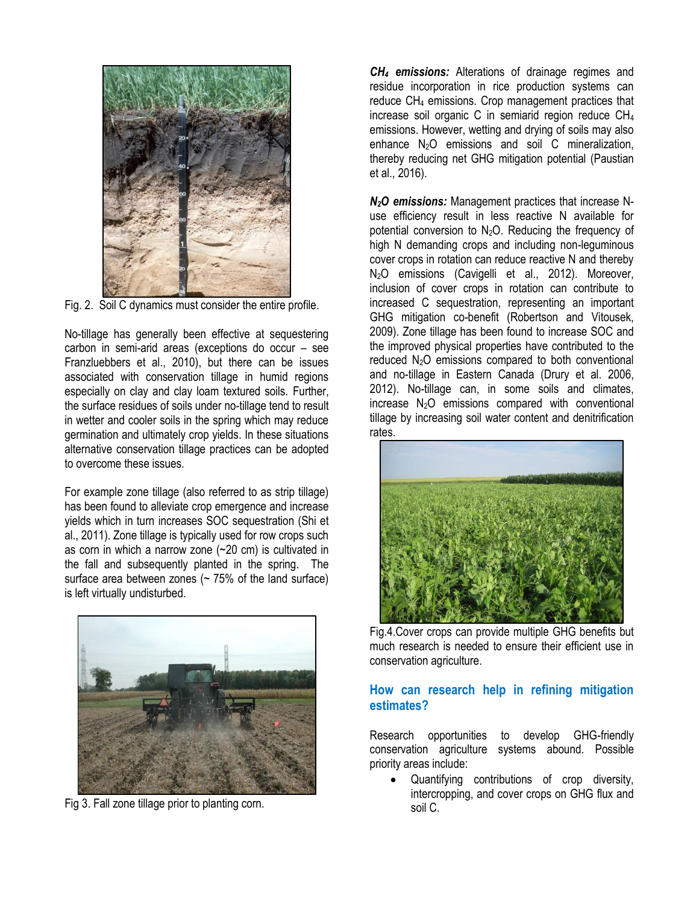Fig. 2. Soil C dynamics must consider the entire profile.

No-tillage has generally been effective at sequestering carbon in semi-arid areas (exceptions do occur – see Franzluebbers et al., 2010), but there can be issues associated with conservation tillage in humid regions especially on clay and clay loam textured soils. Further, the surface residues of soils under no-tillage tend to result in wetter and cooler soils in the spring which may reduce germination and ultimately crop yields. In these situations alternative conservation tillage practices can be adopted to overcome these issues.

For example zone tillage (also referred to as strip tillage) has been found to alleviate crop emergence and increase yields which in turn increases SOC sequestration (Shi et al., 2011). Zone tillage is typically used for row crops such as corn in which a narrow zone (~20 cm) is cultivated in the fall and subsequently planted in the spring. The surface area between zones (~ 75% of the land surface) is left virtually undisturbed.

Fig 3. Fall zone tillage prior to planting corn.

***$CH_4$* emissions:** Alterations of drainage regimes and residue incorporation in rice production systems can reduce $CH_4$ emissions. Crop management practices that increase soil organic C in semiarid region reduce $CH_4$ emissions. However, wetting and drying of soils may also enhance $N_2O$ emissions and soil C mineralization, thereby reducing net GHG mitigation potential (Paustian et al., 2016).

***$N_2O$* emissions:** Management practices that increase N-use efficiency result in less reactive N available for potential conversion to $N_2O$. Reducing the frequency of high N demanding crops and including non-leguminous cover crops in rotation can reduce reactive N and thereby $N_2O$ emissions (Cavigelli et al., 2012). Moreover, inclusion of cover crops in rotation can contribute to increased C sequestration, representing an important GHG mitigation co-benefit (Robertson and Vitousek, 2009). Zone tillage has been found to increase SOC and the improved physical properties have contributed to the reduced $N_2O$ emissions compared to both conventional and no-tillage in Eastern Canada (Drury et al. 2006, 2012). No-tillage can, in some soils and climates, increase $N_2O$ emissions compared with conventional tillage by increasing soil water content and denitrification rates.

Fig.4.Cover crops can provide multiple GHG benefits but much research is needed to ensure their efficient use in conservation agriculture.

## How can research help in refining mitigation estimates?

Research opportunities to develop GHG-friendly conservation agriculture systems abound. Possible priority areas include:

- Quantifying contributions of crop diversity, intercropping, and cover crops on GHG flux and soil C.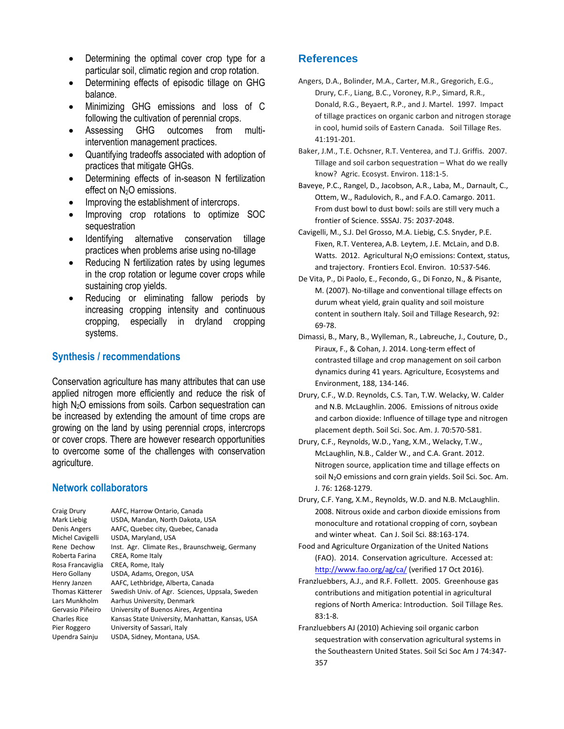- Determining the optimal cover crop type for a particular soil, climatic region and crop rotation.
- Determining effects of episodic tillage on GHG balance.
- Minimizing GHG emissions and loss of C following the cultivation of perennial crops.
- Assessing GHG outcomes from multi-intervention management practices.
- Quantifying tradeoffs associated with adoption of practices that mitigate GHGs.
- Determining effects of in-season N fertilization effect on $N_2O$ emissions.
- Improving the establishment of intercrops.
- Improving crop rotations to optimize SOC sequestration
- Identifying alternative conservation tillage practices when problems arise using no-tillage
- Reducing N fertilization rates by using legumes in the crop rotation or legume cover crops while sustaining crop yields.
- Reducing or eliminating fallow periods by increasing cropping intensity and continuous cropping, especially in dryland cropping systems.

## Synthesis / recommendations

Conservation agriculture has many attributes that can use applied nitrogen more efficiently and reduce the risk of high $N_2O$ emissions from soils. Carbon sequestration can be increased by extending the amount of time crops are growing on the land by using perennial crops, intercrops or cover crops. There are however research opportunities to overcome some of the challenges with conservation agriculture.

## Network collaborators

| | |
|---|---|
| Craig Drury | AAFC, Harrow Ontario, Canada |
| Mark Liebig | USDA, Mandan, North Dakota, USA |
| Denis Angers | AAFC, Quebec city, Quebec, Canada |
| Michel Cavigelli | USDA, Maryland, USA |
| Rene Dechow | Inst. Agr. Climate Res., Braunschweig, Germany |
| Roberta Farina | CREA, Rome Italy |
| Rosa Francaviglia | CREA, Rome, Italy |
| Hero Gollany | USDA, Adams, Oregon, USA |
| Henry Janzen | AAFC, Lethbridge, Alberta, Canada |
| Thomas Kätterer | Swedish Univ. of Agr. Sciences, Uppsala, Sweden |
| Lars Munkholm | Aarhus University, Denmark |
| Gervasio Piñeiro | University of Buenos Aires, Argentina |
| Charles Rice | Kansas State University, Manhattan, Kansas, USA |
| Pier Roggero | University of Sassari, Italy |
| Upendra Sainju | USDA, Sidney, Montana, USA. |

## References

Angers, D.A., Bolinder, M.A., Carter, M.R., Gregorich, E.G., Drury, C.F., Liang, B.C., Voroney, R.P., Simard, R.R., Donald, R.G., Beyaert, R.P., and J. Martel. 1997. Impact of tillage practices on organic carbon and nitrogen storage in cool, humid soils of Eastern Canada. Soil Tillage Res. 41:191-201.

Baker, J.M., T.E. Ochsner, R.T. Venterea, and T.J. Griffis. 2007. Tillage and soil carbon sequestration – What do we really know? Agric. Ecosyst. Environ. 118:1-5.

Baveye, P.C., Rangel, D., Jacobson, A.R., Laba, M., Darnault, C., Ottem, W., Radulovich, R., and F.A.O. Camargo. 2011. From dust bowl to dust bowl: soils are still very much a frontier of Science. SSSAJ. 75: 2037-2048.

Cavigelli, M., S.J. Del Grosso, M.A. Liebig, C.S. Snyder, P.E. Fixen, R.T. Venterea, A.B. Leytem, J.E. McLain, and D.B. Watts. 2012. Agricultural $N_2O$ emissions: Context, status, and trajectory. Frontiers Ecol. Environ. 10:537-546.

De Vita, P., Di Paolo, E., Fecondo, G., Di Fonzo, N., & Pisante, M. (2007). No-tillage and conventional tillage effects on durum wheat yield, grain quality and soil moisture content in southern Italy. Soil and Tillage Research, 92: 69-78.

Dimassi, B., Mary, B., Wylleman, R., Labreuche, J., Couture, D., Piraux, F., & Cohan, J. 2014. Long-term effect of contrasted tillage and crop management on soil carbon dynamics during 41 years. Agriculture, Ecosystems and Environment, 188, 134-146.

Drury, C.F., W.D. Reynolds, C.S. Tan, T.W. Welacky, W. Calder and N.B. McLaughlin. 2006. Emissions of nitrous oxide and carbon dioxide: Influence of tillage type and nitrogen placement depth. Soil Sci. Soc. Am. J. 70:570-581.

Drury, C.F., Reynolds, W.D., Yang, X.M., Welacky, T.W., McLaughlin, N.B., Calder W., and C.A. Grant. 2012. Nitrogen source, application time and tillage effects on soil $N_2O$ emissions and corn grain yields. Soil Sci. Soc. Am. J. 76: 1268-1279.

Drury, C.F. Yang, X.M., Reynolds, W.D. and N.B. McLaughlin. 2008. Nitrous oxide and carbon dioxide emissions from monoculture and rotational cropping of corn, soybean and winter wheat. Can J. Soil Sci. 88:163-174.

Food and Agriculture Organization of the United Nations (FAO). 2014. Conservation agriculture. Accessed at: http://www.fao.org/ag/ca/ (verified 17 Oct 2016).

Franzluebbers, A.J., and R.F. Follett. 2005. Greenhouse gas contributions and mitigation potential in agricultural regions of North America: Introduction. Soil Tillage Res. 83:1-8.

Franzluebbers AJ (2010) Achieving soil organic carbon sequestration with conservation agricultural systems in the Southeastern United States. Soil Sci Soc Am J 74:347-357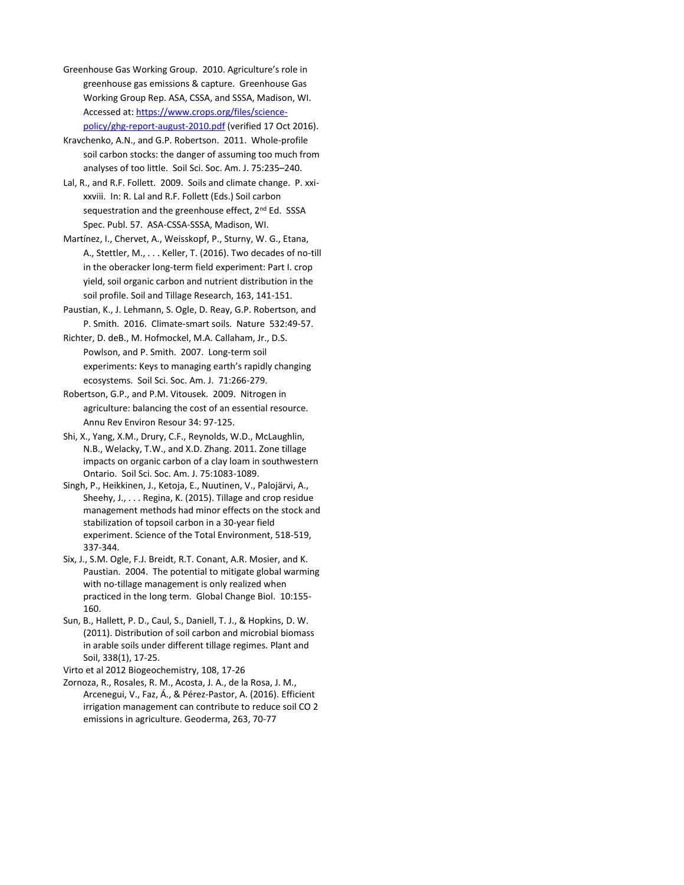Greenhouse Gas Working Group. 2010. Agriculture's role in greenhouse gas emissions & capture. Greenhouse Gas Working Group Rep. ASA, CSSA, and SSSA, Madison, WI. Accessed at: https://www.crops.org/files/science-policy/ghg-report-august-2010.pdf (verified 17 Oct 2016).

Kravchenko, A.N., and G.P. Robertson. 2011. Whole-profile soil carbon stocks: the danger of assuming too much from analyses of too little. Soil Sci. Soc. Am. J. 75:235–240.

Lal, R., and R.F. Follett. 2009. Soils and climate change. P. xxi-xxviii. In: R. Lal and R.F. Follett (Eds.) Soil carbon sequestration and the greenhouse effect, 2nd Ed. SSSA Spec. Publ. 57. ASA-CSSA-SSSA, Madison, WI.

Martínez, I., Chervet, A., Weisskopf, P., Sturny, W. G., Etana, A., Stettler, M., . . . Keller, T. (2016). Two decades of no-till in the oberacker long-term field experiment: Part I. crop yield, soil organic carbon and nutrient distribution in the soil profile. Soil and Tillage Research, 163, 141-151.

Paustian, K., J. Lehmann, S. Ogle, D. Reay, G.P. Robertson, and P. Smith. 2016. Climate-smart soils. Nature 532:49-57.

Richter, D. deB., M. Hofmockel, M.A. Callaham, Jr., D.S. Powlson, and P. Smith. 2007. Long-term soil experiments: Keys to managing earth's rapidly changing ecosystems. Soil Sci. Soc. Am. J. 71:266-279.

Robertson, G.P., and P.M. Vitousek. 2009. Nitrogen in agriculture: balancing the cost of an essential resource. Annu Rev Environ Resour 34: 97-125.

Shi, X., Yang, X.M., Drury, C.F., Reynolds, W.D., McLaughlin, N.B., Welacky, T.W., and X.D. Zhang. 2011. Zone tillage impacts on organic carbon of a clay loam in southwestern Ontario. Soil Sci. Soc. Am. J. 75:1083-1089.

Singh, P., Heikkinen, J., Ketoja, E., Nuutinen, V., Palojärvi, A., Sheehy, J., . . . Regina, K. (2015). Tillage and crop residue management methods had minor effects on the stock and stabilization of topsoil carbon in a 30-year field experiment. Science of the Total Environment, 518-519, 337-344.

Six, J., S.M. Ogle, F.J. Breidt, R.T. Conant, A.R. Mosier, and K. Paustian. 2004. The potential to mitigate global warming with no-tillage management is only realized when practiced in the long term. Global Change Biol. 10:155-160.

Sun, B., Hallett, P. D., Caul, S., Daniell, T. J., & Hopkins, D. W. (2011). Distribution of soil carbon and microbial biomass in arable soils under different tillage regimes. Plant and Soil, 338(1), 17-25.

Virto et al 2012 Biogeochemistry, 108, 17-26

Zornoza, R., Rosales, R. M., Acosta, J. A., de la Rosa, J. M., Arcenegui, V., Faz, Á., & Pérez-Pastor, A. (2016). Efficient irrigation management can contribute to reduce soil CO 2 emissions in agriculture. Geoderma, 263, 70-77